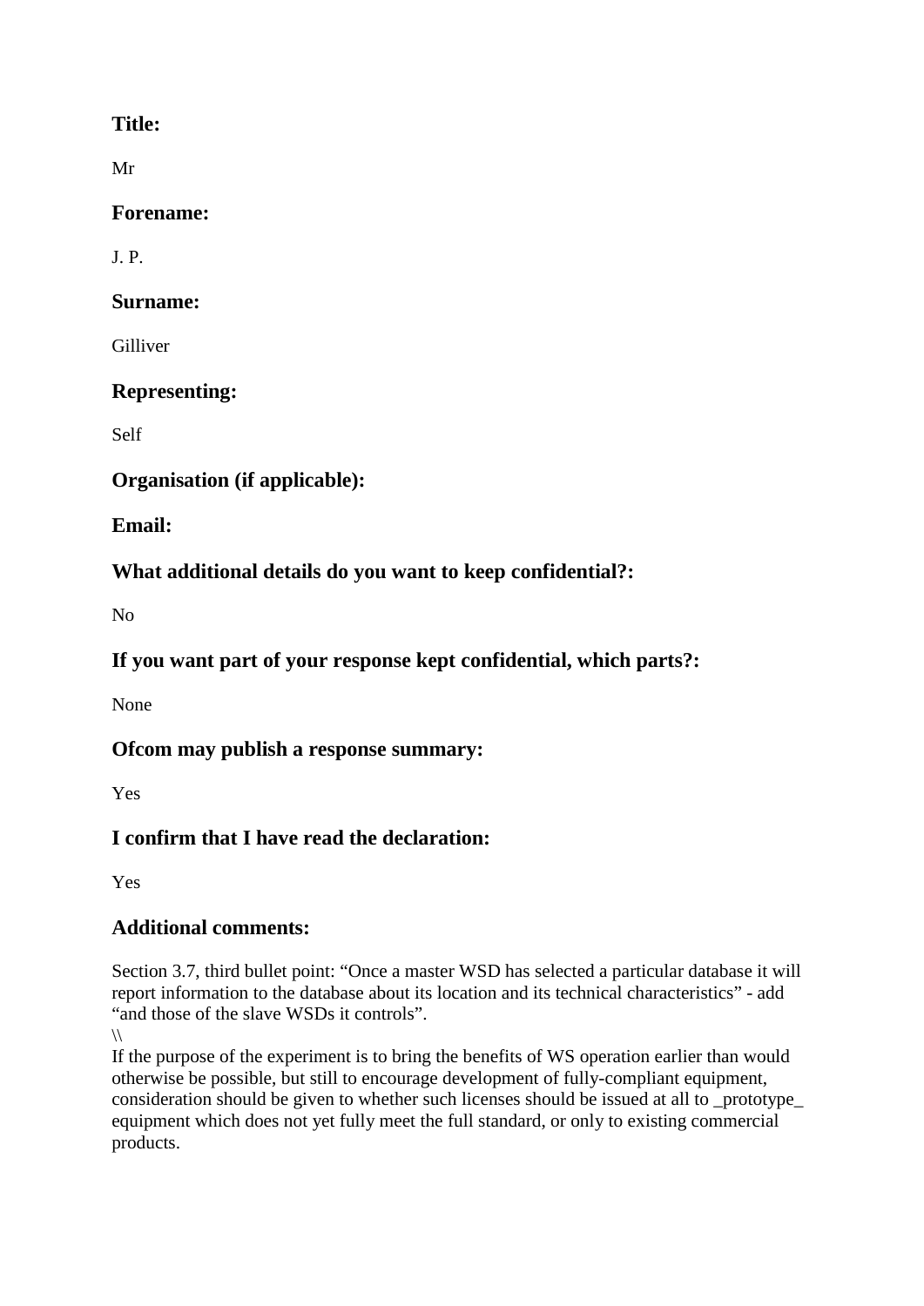## Title:

Mr

## Forename:

J. P.

## Surname:

Gilliver

## Representing:

Self

## Organisation (if applicable):

## Email:

## What additional details do you want to keep confidential?:

No

## If you want part of your response kept confidential, which parts?:

None

## Ofcom may publish a response summary:

Yes

## I confirm that I have read the declaration:

Yes

## Additional comments:

Section 3.7, third bullet point: "Once a master WSD has selected a particular database it will report information to the database about its location and its technical characteristics" - add "and those of the slave WSDs it controls".

\\

If the purpose of the experiment is to bring the benefits of WS operation earlier than would otherwise be possible, but still to encourage development of fully-compliant equipment, consideration should be given to whether such licenses should be issued at all to _prototype_ equipment which does not yet fully meet the full standard, or only to existing commercial products.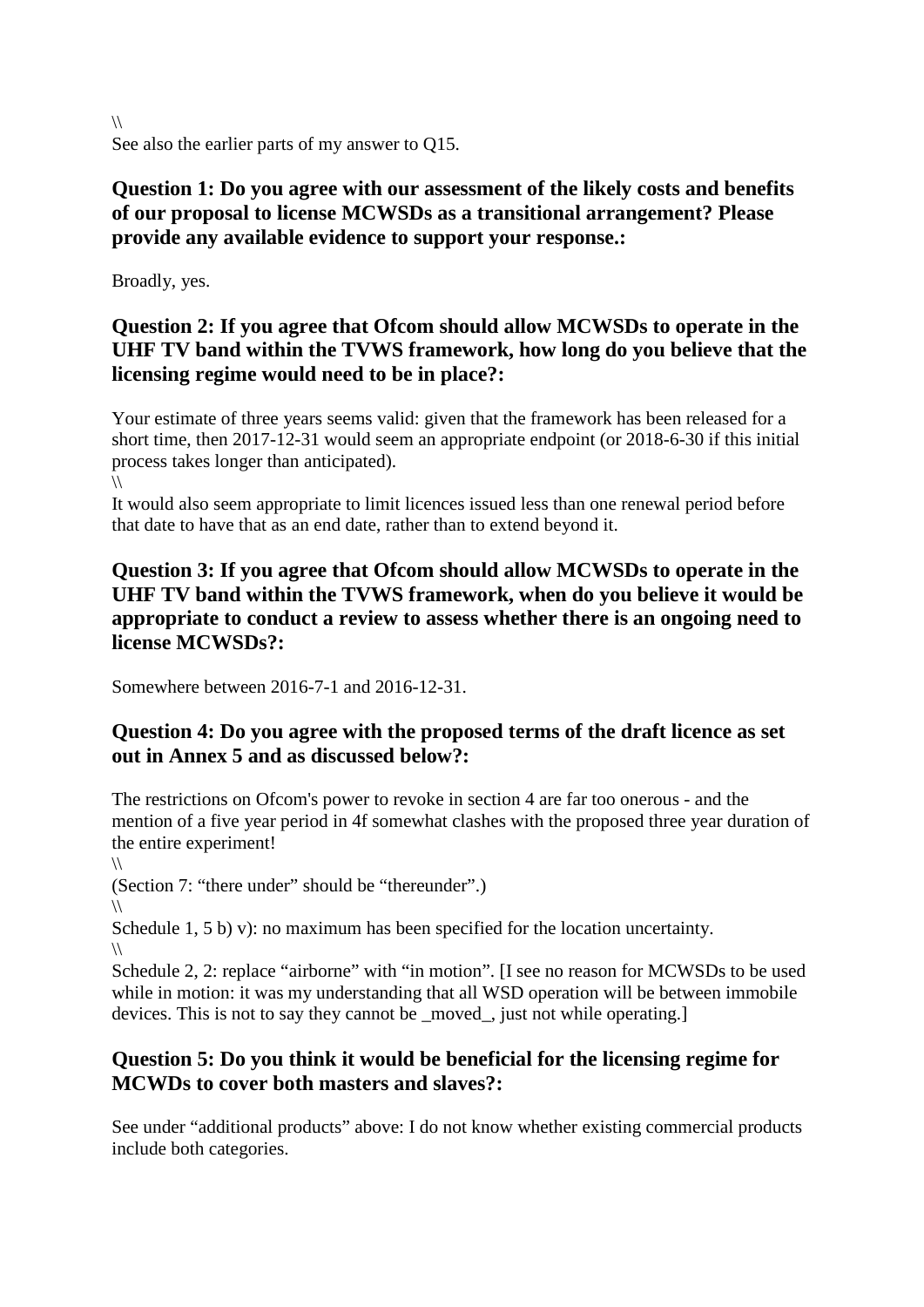\\
See also the earlier parts of my answer to Q15.

### Question 1: Do you agree with our assessment of the likely costs and benefits of our proposal to license MCWSDs as a transitional arrangement? Please provide any available evidence to support your response.:

Broadly, yes.

### Question 2: If you agree that Ofcom should allow MCWSDs to operate in the UHF TV band within the TVWS framework, how long do you believe that the licensing regime would need to be in place?:

Your estimate of three years seems valid: given that the framework has been released for a short time, then 2017-12-31 would seem an appropriate endpoint (or 2018-6-30 if this initial process takes longer than anticipated).
\\
It would also seem appropriate to limit licences issued less than one renewal period before that date to have that as an end date, rather than to extend beyond it.

### Question 3: If you agree that Ofcom should allow MCWSDs to operate in the UHF TV band within the TVWS framework, when do you believe it would be appropriate to conduct a review to assess whether there is an ongoing need to license MCWSDs?:

Somewhere between 2016-7-1 and 2016-12-31.

### Question 4: Do you agree with the proposed terms of the draft licence as set out in Annex 5 and as discussed below?:

The restrictions on Ofcom's power to revoke in section 4 are far too onerous - and the mention of a five year period in 4f somewhat clashes with the proposed three year duration of the entire experiment!
\\
(Section 7: “there under” should be “thereunder”.)
\\
Schedule 1, 5 b) v): no maximum has been specified for the location uncertainty.
\\
Schedule 2, 2: replace “airborne” with “in motion”. [I see no reason for MCWSDs to be used while in motion: it was my understanding that all WSD operation will be between immobile devices. This is not to say they cannot be _moved_, just not while operating.]

### Question 5: Do you think it would be beneficial for the licensing regime for MCWDs to cover both masters and slaves?:

See under “additional products” above: I do not know whether existing commercial products include both categories.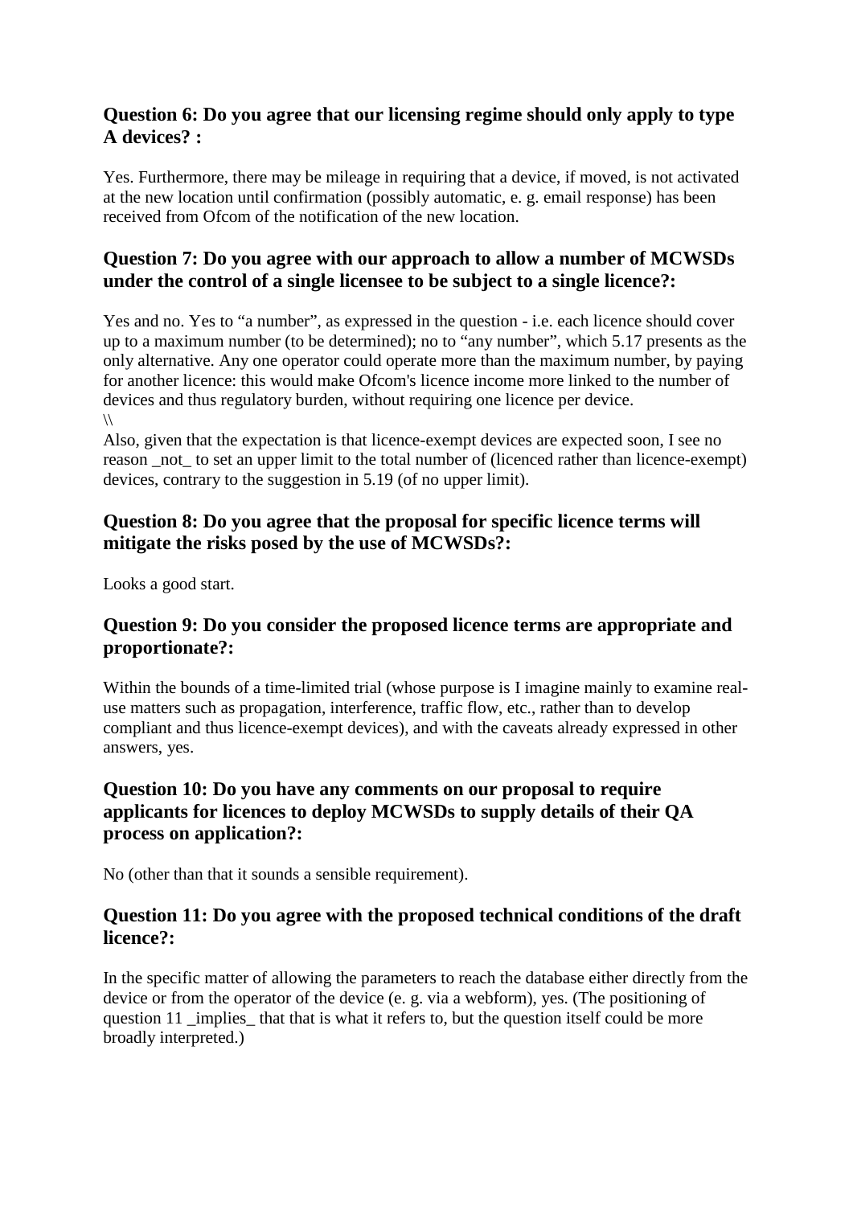### Question 6: Do you agree that our licensing regime should only apply to type A devices? :

Yes. Furthermore, there may be mileage in requiring that a device, if moved, is not activated at the new location until confirmation (possibly automatic, e. g. email response) has been received from Ofcom of the notification of the new location.

### Question 7: Do you agree with our approach to allow a number of MCWSDs under the control of a single licensee to be subject to a single licence?:

Yes and no. Yes to “a number”, as expressed in the question - i.e. each licence should cover up to a maximum number (to be determined); no to “any number”, which 5.17 presents as the only alternative. Any one operator could operate more than the maximum number, by paying for another licence: this would make Ofcom's licence income more linked to the number of devices and thus regulatory burden, without requiring one licence per device.
\\
Also, given that the expectation is that licence-exempt devices are expected soon, I see no reason _not_ to set an upper limit to the total number of (licenced rather than licence-exempt) devices, contrary to the suggestion in 5.19 (of no upper limit).

### Question 8: Do you agree that the proposal for specific licence terms will mitigate the risks posed by the use of MCWSDs?:

Looks a good start.

### Question 9: Do you consider the proposed licence terms are appropriate and proportionate?:

Within the bounds of a time-limited trial (whose purpose is I imagine mainly to examine real-use matters such as propagation, interference, traffic flow, etc., rather than to develop compliant and thus licence-exempt devices), and with the caveats already expressed in other answers, yes.

### Question 10: Do you have any comments on our proposal to require applicants for licences to deploy MCWSDs to supply details of their QA process on application?:

No (other than that it sounds a sensible requirement).

### Question 11: Do you agree with the proposed technical conditions of the draft licence?:

In the specific matter of allowing the parameters to reach the database either directly from the device or from the operator of the device (e. g. via a webform), yes. (The positioning of question 11 _implies_ that that is what it refers to, but the question itself could be more broadly interpreted.)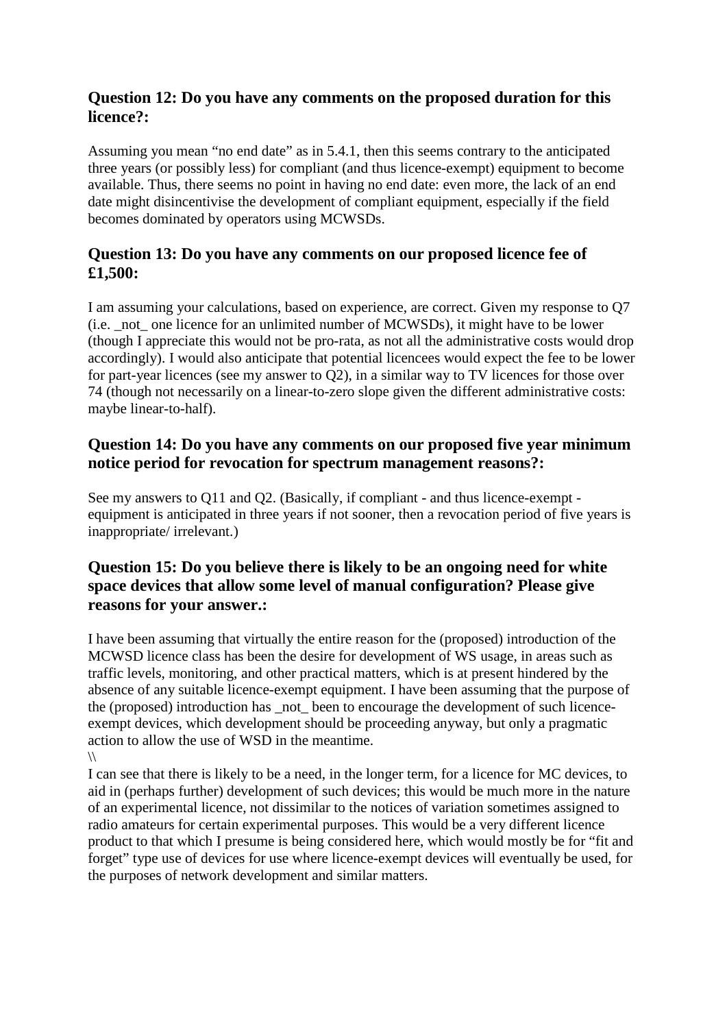### Question 12: Do you have any comments on the proposed duration for this licence?:

Assuming you mean “no end date” as in 5.4.1, then this seems contrary to the anticipated three years (or possibly less) for compliant (and thus licence-exempt) equipment to become available. Thus, there seems no point in having no end date: even more, the lack of an end date might disincentivise the development of compliant equipment, especially if the field becomes dominated by operators using MCWSDs.

### Question 13: Do you have any comments on our proposed licence fee of £1,500:

I am assuming your calculations, based on experience, are correct. Given my response to Q7 (i.e. _not_ one licence for an unlimited number of MCWSDs), it might have to be lower (though I appreciate this would not be pro-rata, as not all the administrative costs would drop accordingly). I would also anticipate that potential licencees would expect the fee to be lower for part-year licences (see my answer to Q2), in a similar way to TV licences for those over 74 (though not necessarily on a linear-to-zero slope given the different administrative costs: maybe linear-to-half).

### Question 14: Do you have any comments on our proposed five year minimum notice period for revocation for spectrum management reasons?:

See my answers to Q11 and Q2. (Basically, if compliant - and thus licence-exempt - equipment is anticipated in three years if not sooner, then a revocation period of five years is inappropriate/ irrelevant.)

### Question 15: Do you believe there is likely to be an ongoing need for white space devices that allow some level of manual configuration? Please give reasons for your answer.:

I have been assuming that virtually the entire reason for the (proposed) introduction of the MCWSD licence class has been the desire for development of WS usage, in areas such as traffic levels, monitoring, and other practical matters, which is at present hindered by the absence of any suitable licence-exempt equipment. I have been assuming that the purpose of the (proposed) introduction has _not_ been to encourage the development of such licence-exempt devices, which development should be proceeding anyway, but only a pragmatic action to allow the use of WSD in the meantime.
\\
I can see that there is likely to be a need, in the longer term, for a licence for MC devices, to aid in (perhaps further) development of such devices; this would be much more in the nature of an experimental licence, not dissimilar to the notices of variation sometimes assigned to radio amateurs for certain experimental purposes. This would be a very different licence product to that which I presume is being considered here, which would mostly be for “fit and forget” type use of devices for use where licence-exempt devices will eventually be used, for the purposes of network development and similar matters.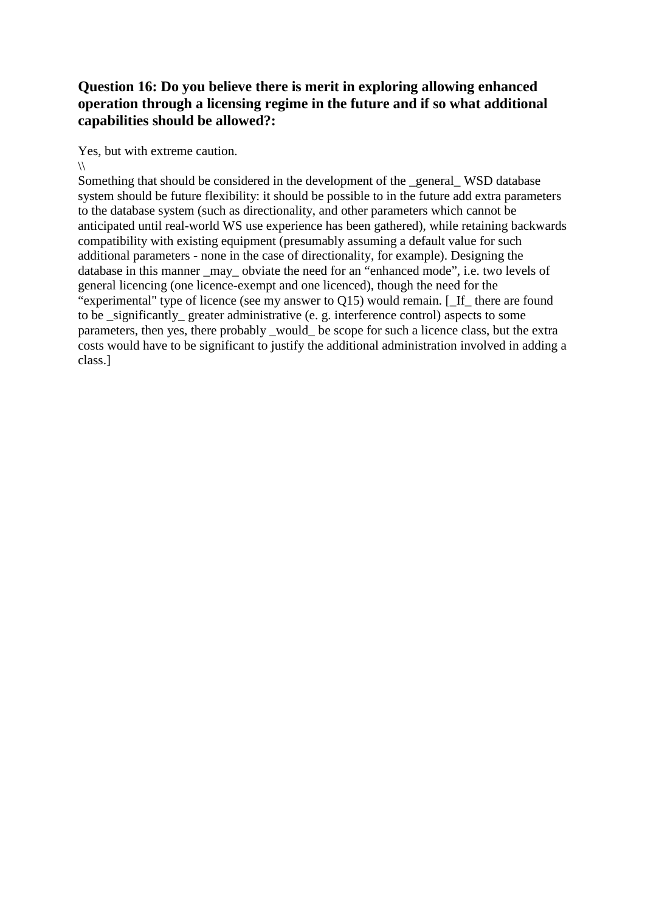**Question 16: Do you believe there is merit in exploring allowing enhanced operation through a licensing regime in the future and if so what additional capabilities should be allowed?:**

Yes, but with extreme caution.

\\

Something that should be considered in the development of the _general_ WSD database system should be future flexibility: it should be possible to in the future add extra parameters to the database system (such as directionality, and other parameters which cannot be anticipated until real-world WS use experience has been gathered), while retaining backwards compatibility with existing equipment (presumably assuming a default value for such additional parameters - none in the case of directionality, for example). Designing the database in this manner _may_ obviate the need for an "enhanced mode", i.e. two levels of general licencing (one licence-exempt and one licenced), though the need for the "experimental" type of licence (see my answer to Q15) would remain. [_If_ there are found to be _significantly_ greater administrative (e. g. interference control) aspects to some parameters, then yes, there probably _would_ be scope for such a licence class, but the extra costs would have to be significant to justify the additional administration involved in adding a class.]